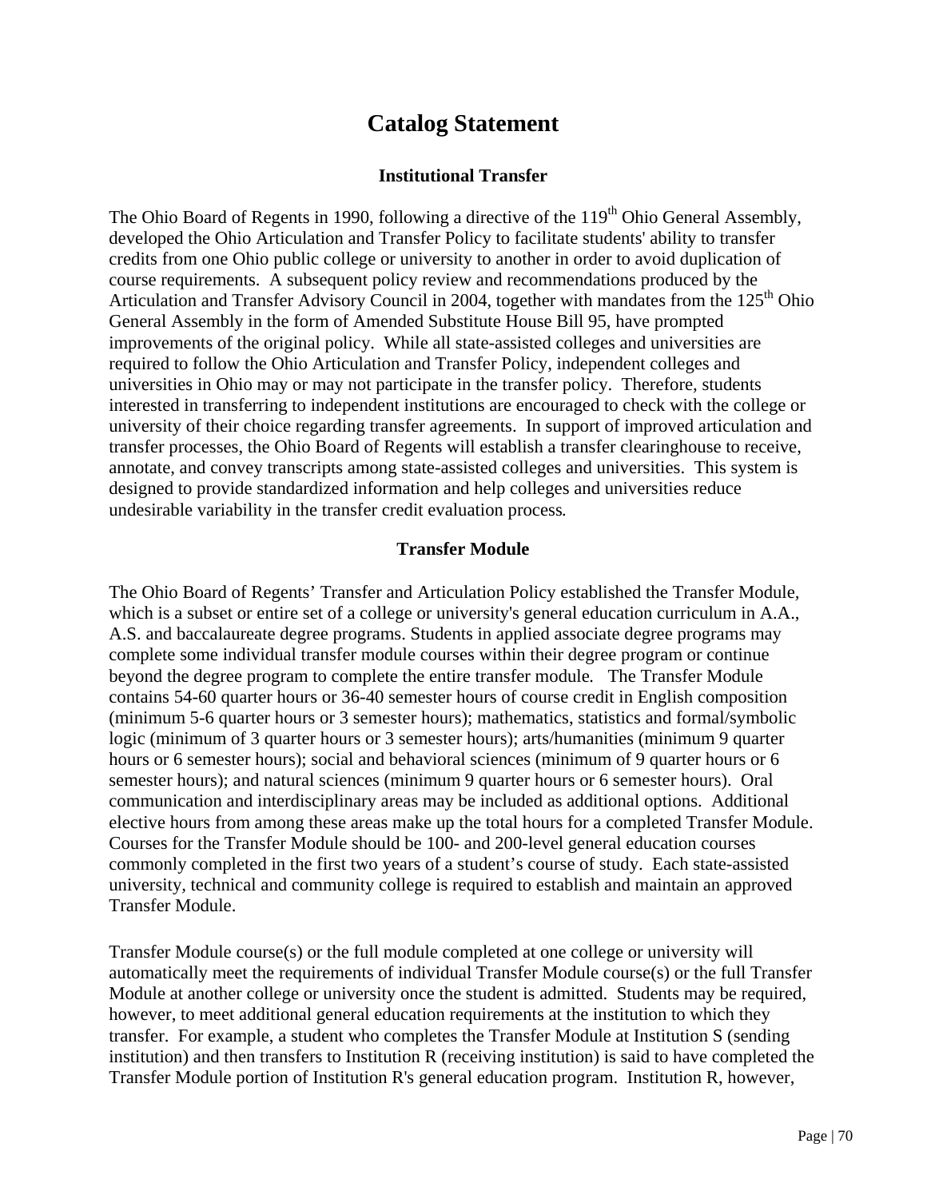# Catalog Statement

### Institutional Transfer

The Ohio Board of Regents in 1990, following a directive of the 119th Ohio General Assembly, developed the Ohio Articulation and Transfer Policy to facilitate students' ability to transfer credits from one Ohio public college or university to another in order to avoid duplication of course requirements. A subsequent policy review and recommendations produced by the Articulation and Transfer Advisory Council in 2004, together with mandates from the 125th Ohio General Assembly in the form of Amended Substitute House Bill 95, have prompted improvements of the original policy. While all state-assisted colleges and universities are required to follow the Ohio Articulation and Transfer Policy, independent colleges and universities in Ohio may or may not participate in the transfer policy. Therefore, students interested in transferring to independent institutions are encouraged to check with the college or university of their choice regarding transfer agreements. In support of improved articulation and transfer processes, the Ohio Board of Regents will establish a transfer clearinghouse to receive, annotate, and convey transcripts among state-assisted colleges and universities. This system is designed to provide standardized information and help colleges and universities reduce undesirable variability in the transfer credit evaluation process.

### Transfer Module

The Ohio Board of Regents' Transfer and Articulation Policy established the Transfer Module, which is a subset or entire set of a college or university's general education curriculum in A.A., A.S. and baccalaureate degree programs. Students in applied associate degree programs may complete some individual transfer module courses within their degree program or continue beyond the degree program to complete the entire transfer module. The Transfer Module contains 54-60 quarter hours or 36-40 semester hours of course credit in English composition (minimum 5-6 quarter hours or 3 semester hours); mathematics, statistics and formal/symbolic logic (minimum of 3 quarter hours or 3 semester hours); arts/humanities (minimum 9 quarter hours or 6 semester hours); social and behavioral sciences (minimum of 9 quarter hours or 6 semester hours); and natural sciences (minimum 9 quarter hours or 6 semester hours). Oral communication and interdisciplinary areas may be included as additional options. Additional elective hours from among these areas make up the total hours for a completed Transfer Module. Courses for the Transfer Module should be 100- and 200-level general education courses commonly completed in the first two years of a student's course of study. Each state-assisted university, technical and community college is required to establish and maintain an approved Transfer Module.

Transfer Module course(s) or the full module completed at one college or university will automatically meet the requirements of individual Transfer Module course(s) or the full Transfer Module at another college or university once the student is admitted. Students may be required, however, to meet additional general education requirements at the institution to which they transfer. For example, a student who completes the Transfer Module at Institution S (sending institution) and then transfers to Institution R (receiving institution) is said to have completed the Transfer Module portion of Institution R's general education program. Institution R, however,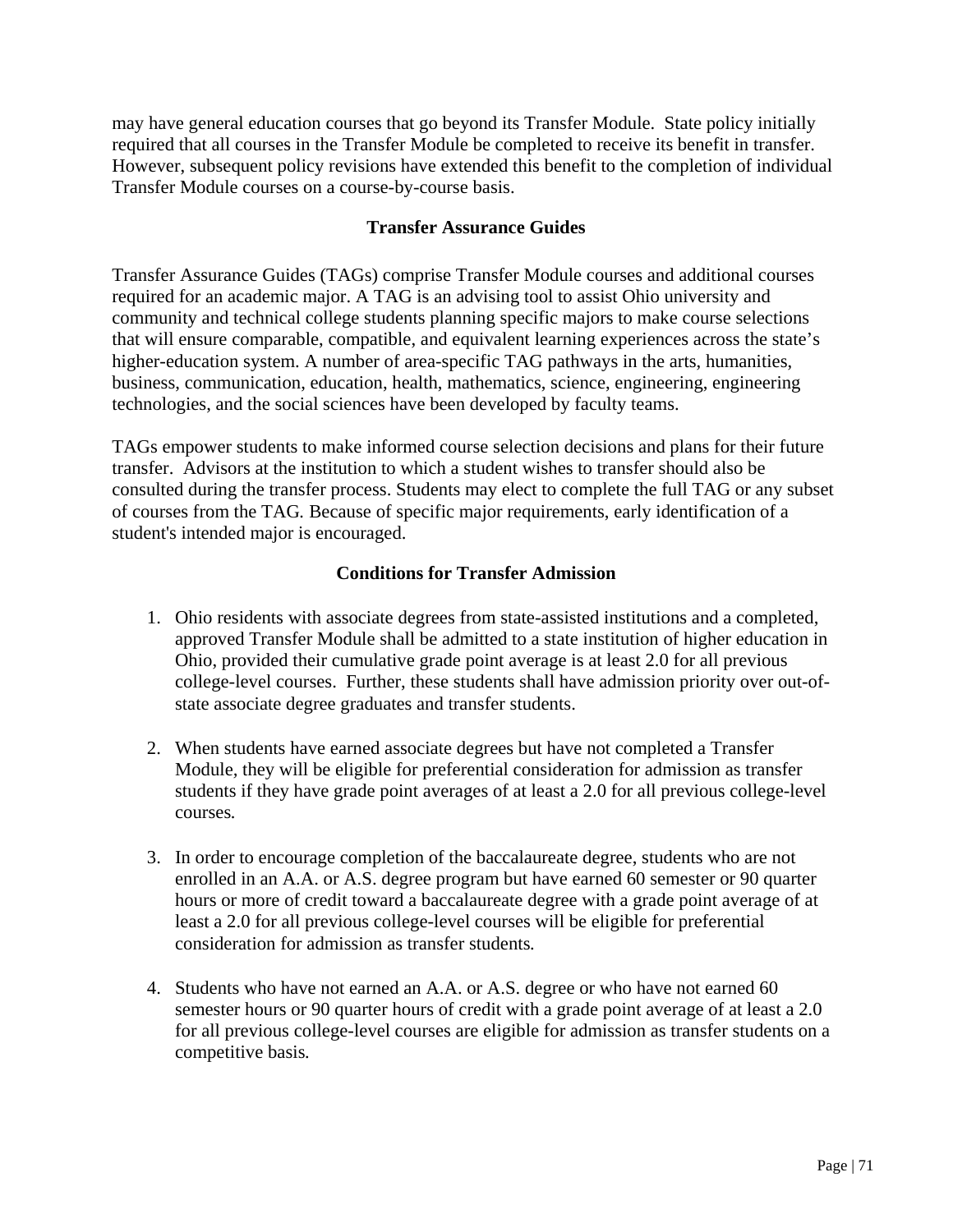may have general education courses that go beyond its Transfer Module. State policy initially required that all courses in the Transfer Module be completed to receive its benefit in transfer. However, subsequent policy revisions have extended this benefit to the completion of individual Transfer Module courses on a course-by-course basis.

## Transfer Assurance Guides

Transfer Assurance Guides (TAGs) comprise Transfer Module courses and additional courses required for an academic major. A TAG is an advising tool to assist Ohio university and community and technical college students planning specific majors to make course selections that will ensure comparable, compatible, and equivalent learning experiences across the state's higher-education system. A number of area-specific TAG pathways in the arts, humanities, business, communication, education, health, mathematics, science, engineering, engineering technologies, and the social sciences have been developed by faculty teams.

TAGs empower students to make informed course selection decisions and plans for their future transfer. Advisors at the institution to which a student wishes to transfer should also be consulted during the transfer process. Students may elect to complete the full TAG or any subset of courses from the TAG. Because of specific major requirements, early identification of a student's intended major is encouraged.

## Conditions for Transfer Admission

1. Ohio residents with associate degrees from state-assisted institutions and a completed, approved Transfer Module shall be admitted to a state institution of higher education in Ohio, provided their cumulative grade point average is at least 2.0 for all previous college-level courses. Further, these students shall have admission priority over out-of-state associate degree graduates and transfer students.

2. When students have earned associate degrees but have not completed a Transfer Module, they will be eligible for preferential consideration for admission as transfer students if they have grade point averages of at least a 2.0 for all previous college-level courses.

3. In order to encourage completion of the baccalaureate degree, students who are not enrolled in an A.A. or A.S. degree program but have earned 60 semester or 90 quarter hours or more of credit toward a baccalaureate degree with a grade point average of at least a 2.0 for all previous college-level courses will be eligible for preferential consideration for admission as transfer students.

4. Students who have not earned an A.A. or A.S. degree or who have not earned 60 semester hours or 90 quarter hours of credit with a grade point average of at least a 2.0 for all previous college-level courses are eligible for admission as transfer students on a competitive basis.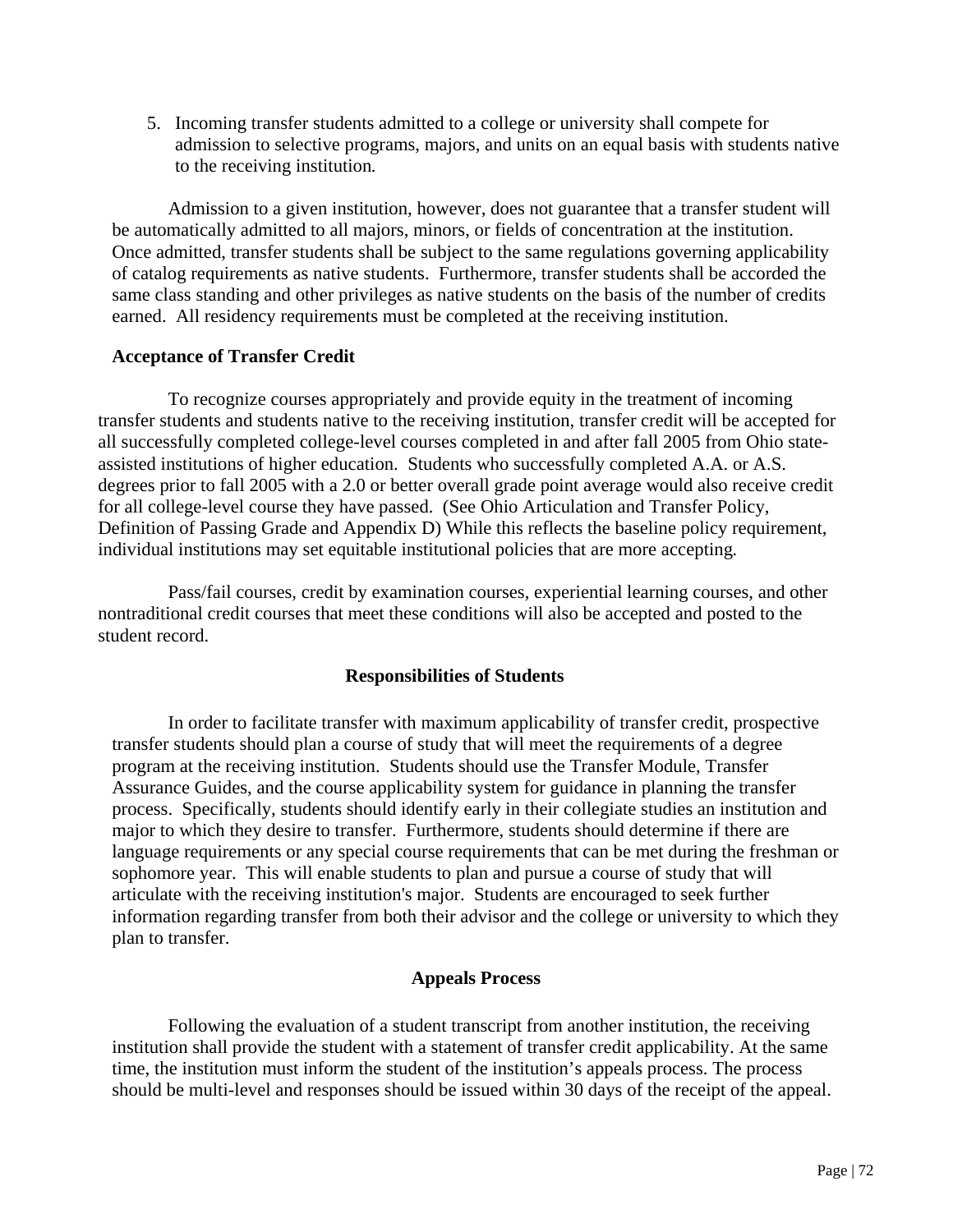5. Incoming transfer students admitted to a college or university shall compete for admission to selective programs, majors, and units on an equal basis with students native to the receiving institution.

Admission to a given institution, however, does not guarantee that a transfer student will be automatically admitted to all majors, minors, or fields of concentration at the institution. Once admitted, transfer students shall be subject to the same regulations governing applicability of catalog requirements as native students. Furthermore, transfer students shall be accorded the same class standing and other privileges as native students on the basis of the number of credits earned. All residency requirements must be completed at the receiving institution.

**Acceptance of Transfer Credit**

To recognize courses appropriately and provide equity in the treatment of incoming transfer students and students native to the receiving institution, transfer credit will be accepted for all successfully completed college-level courses completed in and after fall 2005 from Ohio state-assisted institutions of higher education. Students who successfully completed A.A. or A.S. degrees prior to fall 2005 with a 2.0 or better overall grade point average would also receive credit for all college-level course they have passed. (See Ohio Articulation and Transfer Policy, Definition of Passing Grade and Appendix D) While this reflects the baseline policy requirement, individual institutions may set equitable institutional policies that are more accepting.

Pass/fail courses, credit by examination courses, experiential learning courses, and other nontraditional credit courses that meet these conditions will also be accepted and posted to the student record.

**Responsibilities of Students**

In order to facilitate transfer with maximum applicability of transfer credit, prospective transfer students should plan a course of study that will meet the requirements of a degree program at the receiving institution. Students should use the Transfer Module, Transfer Assurance Guides, and the course applicability system for guidance in planning the transfer process. Specifically, students should identify early in their collegiate studies an institution and major to which they desire to transfer. Furthermore, students should determine if there are language requirements or any special course requirements that can be met during the freshman or sophomore year. This will enable students to plan and pursue a course of study that will articulate with the receiving institution's major. Students are encouraged to seek further information regarding transfer from both their advisor and the college or university to which they plan to transfer.

**Appeals Process**

Following the evaluation of a student transcript from another institution, the receiving institution shall provide the student with a statement of transfer credit applicability. At the same time, the institution must inform the student of the institution's appeals process. The process should be multi-level and responses should be issued within 30 days of the receipt of the appeal.